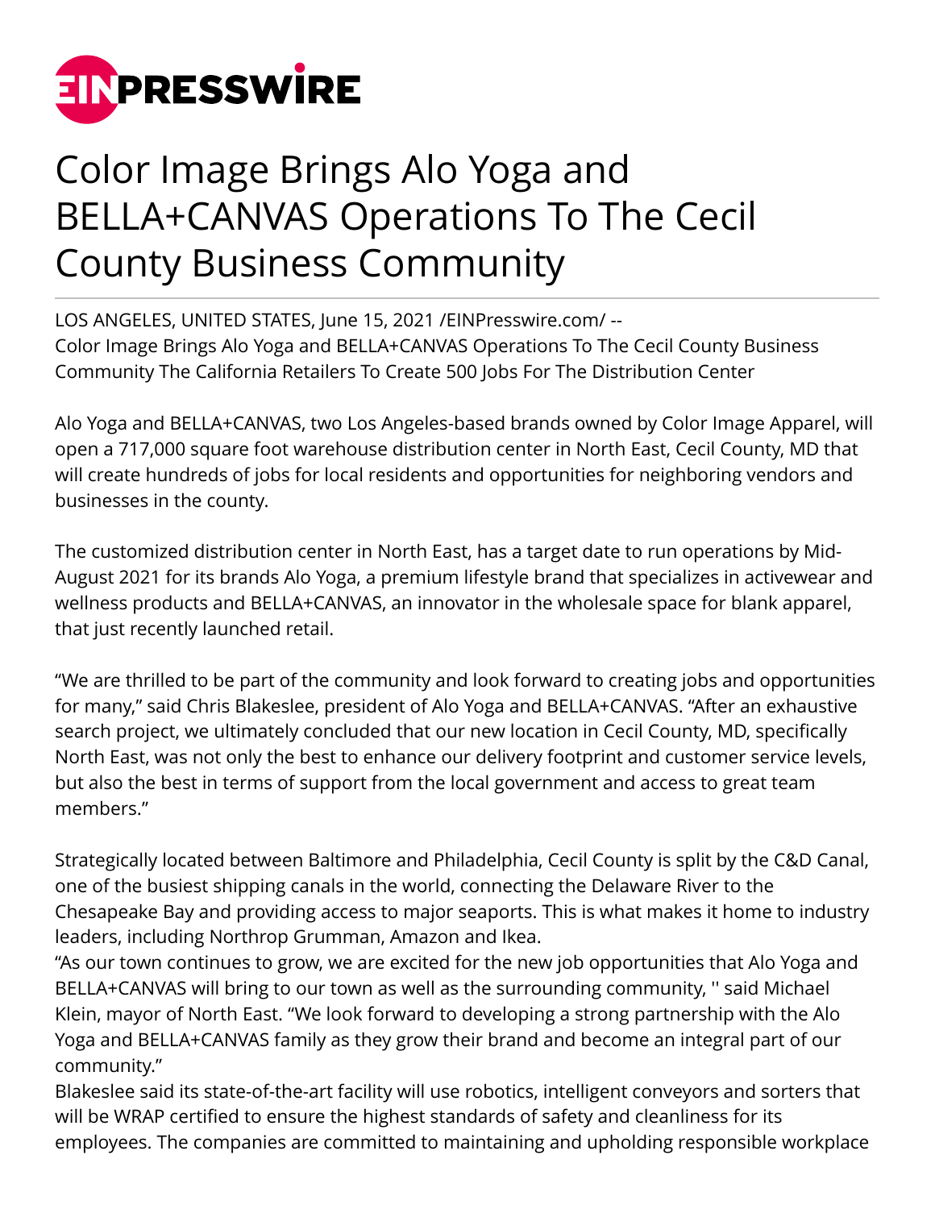# Color Image Brings Alo Yoga and BELLA+CANVAS Operations To The Cecil County Business Community

LOS ANGELES, UNITED STATES, June 15, 2021 /EINPresswire.com/ -- Color Image Brings Alo Yoga and BELLA+CANVAS Operations To The Cecil County Business Community The California Retailers To Create 500 Jobs For The Distribution Center

Alo Yoga and BELLA+CANVAS, two Los Angeles-based brands owned by Color Image Apparel, will open a 717,000 square foot warehouse distribution center in North East, Cecil County, MD that will create hundreds of jobs for local residents and opportunities for neighboring vendors and businesses in the county.

The customized distribution center in North East, has a target date to run operations by Mid-August 2021 for its brands Alo Yoga, a premium lifestyle brand that specializes in activewear and wellness products and BELLA+CANVAS, an innovator in the wholesale space for blank apparel, that just recently launched retail.

“We are thrilled to be part of the community and look forward to creating jobs and opportunities for many,” said Chris Blakeslee, president of Alo Yoga and BELLA+CANVAS. “After an exhaustive search project, we ultimately concluded that our new location in Cecil County, MD, specifically North East, was not only the best to enhance our delivery footprint and customer service levels, but also the best in terms of support from the local government and access to great team members.”

Strategically located between Baltimore and Philadelphia, Cecil County is split by the C&D Canal, one of the busiest shipping canals in the world, connecting the Delaware River to the Chesapeake Bay and providing access to major seaports. This is what makes it home to industry leaders, including Northrop Grumman, Amazon and Ikea.

“As our town continues to grow, we are excited for the new job opportunities that Alo Yoga and BELLA+CANVAS will bring to our town as well as the surrounding community, '' said Michael Klein, mayor of North East. “We look forward to developing a strong partnership with the Alo Yoga and BELLA+CANVAS family as they grow their brand and become an integral part of our community.”

Blakeslee said its state-of-the-art facility will use robotics, intelligent conveyors and sorters that will be WRAP certified to ensure the highest standards of safety and cleanliness for its employees. The companies are committed to maintaining and upholding responsible workplace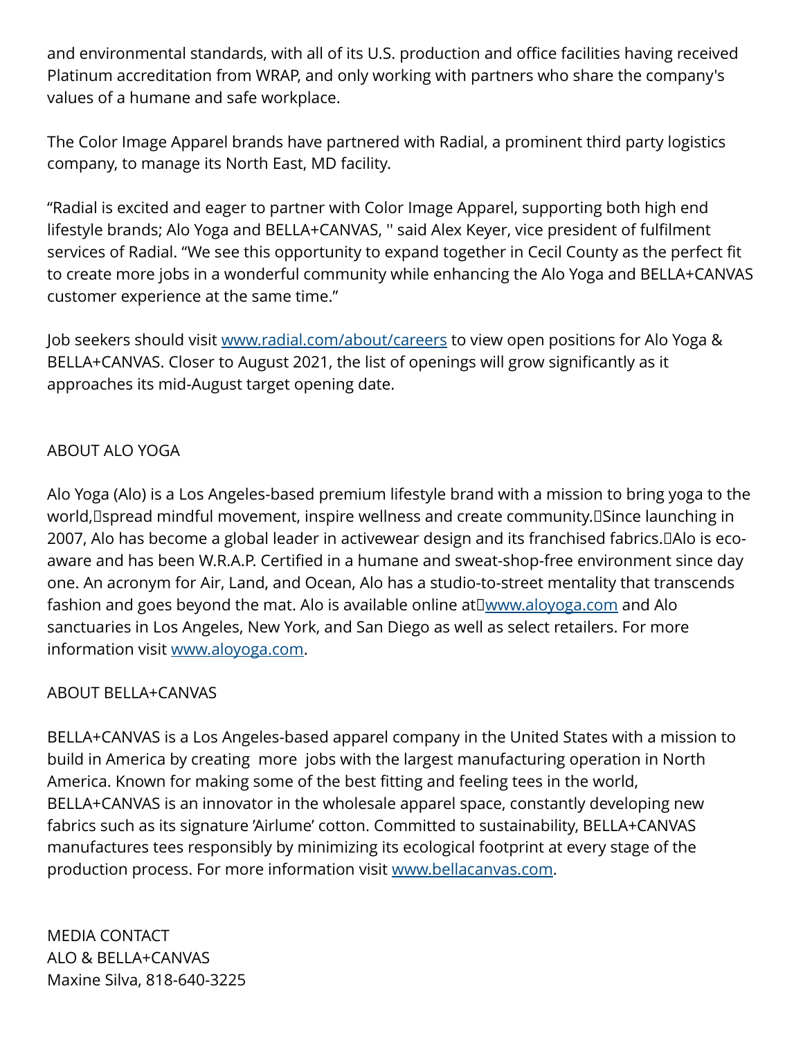and environmental standards, with all of its U.S. production and office facilities having received Platinum accreditation from WRAP, and only working with partners who share the company's values of a humane and safe workplace.

The Color Image Apparel brands have partnered with Radial, a prominent third party logistics company, to manage its North East, MD facility.

“Radial is excited and eager to partner with Color Image Apparel, supporting both high end lifestyle brands; Alo Yoga and BELLA+CANVAS, '' said Alex Keyer, vice president of fulfilment services of Radial. “We see this opportunity to expand together in Cecil County as the perfect fit to create more jobs in a wonderful community while enhancing the Alo Yoga and BELLA+CANVAS customer experience at the same time.”

Job seekers should visit [www.radial.com/about/careers](www.radial.com/about/careers) to view open positions for Alo Yoga & BELLA+CANVAS. Closer to August 2021, the list of openings will grow significantly as it approaches its mid-August target opening date.

ABOUT ALO YOGA

Alo Yoga (Alo) is a Los Angeles-based premium lifestyle brand with a mission to bring yoga to the world, spread mindful movement, inspire wellness and create community. Since launching in 2007, Alo has become a global leader in activewear design and its franchised fabrics. Alo is eco-aware and has been W.R.A.P. Certified in a humane and sweat-shop-free environment since day one. An acronym for Air, Land, and Ocean, Alo has a studio-to-street mentality that transcends fashion and goes beyond the mat. Alo is available online at [www.aloyoga.com](www.aloyoga.com) and Alo sanctuaries in Los Angeles, New York, and San Diego as well as select retailers. For more information visit [www.aloyoga.com](www.aloyoga.com).

ABOUT BELLA+CANVAS

BELLA+CANVAS is a Los Angeles-based apparel company in the United States with a mission to build in America by creating more jobs with the largest manufacturing operation in North America. Known for making some of the best fitting and feeling tees in the world, BELLA+CANVAS is an innovator in the wholesale apparel space, constantly developing new fabrics such as its signature 'Airlume' cotton. Committed to sustainability, BELLA+CANVAS manufactures tees responsibly by minimizing its ecological footprint at every stage of the production process. For more information visit [www.bellacanvas.com](www.bellacanvas.com).

MEDIA CONTACT
ALO & BELLA+CANVAS
Maxine Silva, 818-640-3225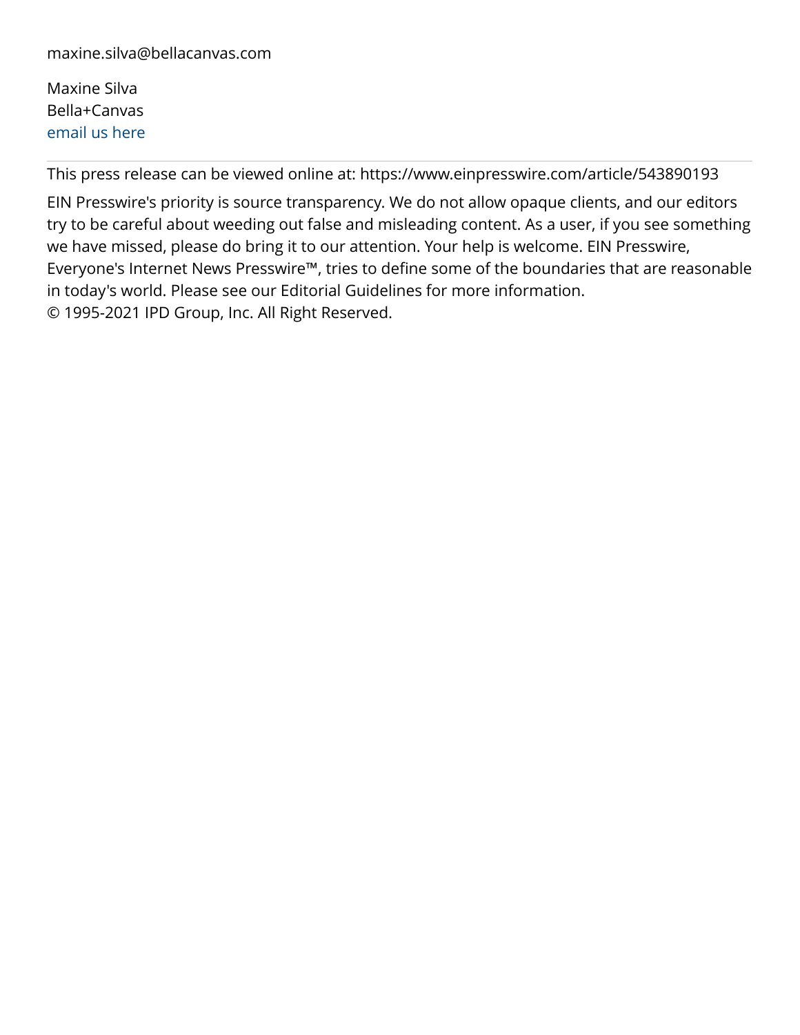maxine.silva@bellacanvas.com

Maxine Silva
Bella+Canvas
email us here

---

This press release can be viewed online at: https://www.einpresswire.com/article/543890193

EIN Presswire's priority is source transparency. We do not allow opaque clients, and our editors try to be careful about weeding out false and misleading content. As a user, if you see something we have missed, please do bring it to our attention. Your help is welcome. EIN Presswire, Everyone's Internet News Presswire™, tries to define some of the boundaries that are reasonable in today's world. Please see our Editorial Guidelines for more information.
© 1995-2021 IPD Group, Inc. All Right Reserved.